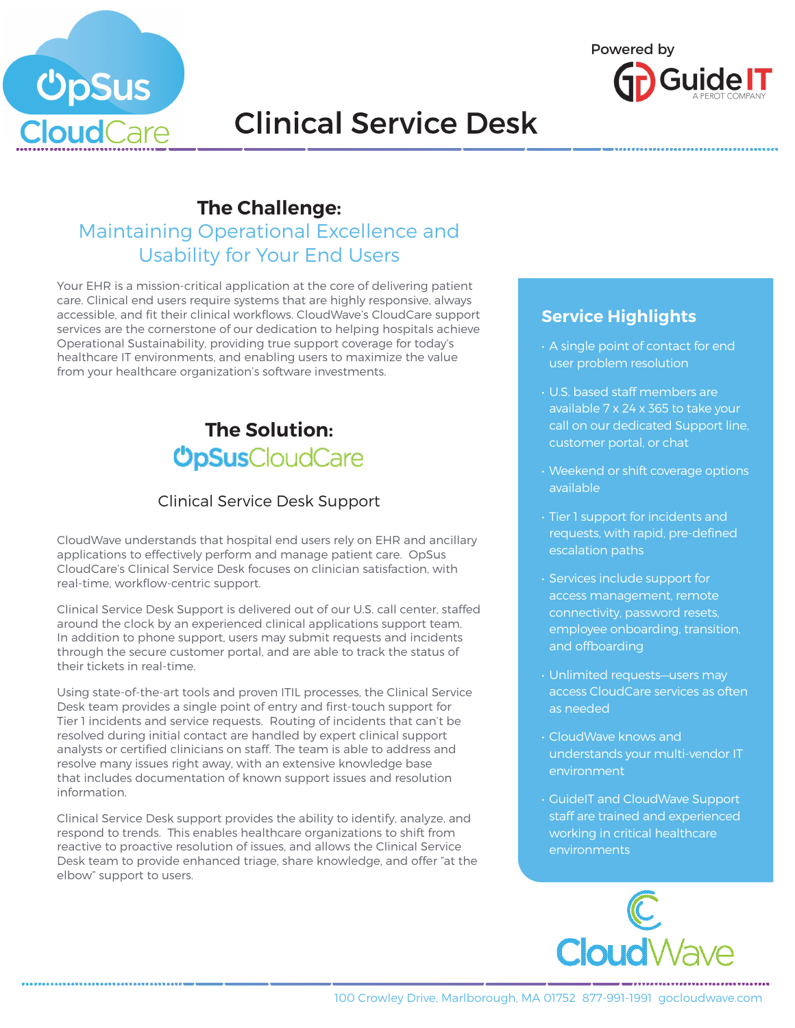OpsSus CloudCare

Powered by GuideIT — A PEROT COMPANY

# Clinical Service Desk

## The Challenge:
### Maintaining Operational Excellence and Usability for Your End Users

Your EHR is a mission-critical application at the core of delivering patient care. Clinical end users require systems that are highly responsive, always accessible, and fit their clinical workflows. CloudWave's CloudCare support services are the cornerstone of our dedication to helping hospitals achieve Operational Sustainability, providing true support coverage for today's healthcare IT environments, and enabling users to maximize the value from your healthcare organization's software investments.

## The Solution:
### OpSusCloudCare

Clinical Service Desk Support

CloudWave understands that hospital end users rely on EHR and ancillary applications to effectively perform and manage patient care. OpSus CloudCare's Clinical Service Desk focuses on clinician satisfaction, with real-time, workflow-centric support.

Clinical Service Desk Support is delivered out of our U.S. call center, staffed around the clock by an experienced clinical applications support team. In addition to phone support, users may submit requests and incidents through the secure customer portal, and are able to track the status of their tickets in real-time.

Using state-of-the-art tools and proven ITIL processes, the Clinical Service Desk team provides a single point of entry and first-touch support for Tier 1 incidents and service requests. Routing of incidents that can't be resolved during initial contact are handled by expert clinical support analysts or certified clinicians on staff. The team is able to address and resolve many issues right away, with an extensive knowledge base that includes documentation of known support issues and resolution information.

Clinical Service Desk support provides the ability to identify, analyze, and respond to trends. This enables healthcare organizations to shift from reactive to proactive resolution of issues, and allows the Clinical Service Desk team to provide enhanced triage, share knowledge, and offer "at the elbow" support to users.

### Service Highlights

- A single point of contact for end user problem resolution
- U.S. based staff members are available 7 x 24 x 365 to take your call on our dedicated Support line, customer portal, or chat
- Weekend or shift coverage options available
- Tier 1 support for incidents and requests, with rapid, pre-defined escalation paths
- Services include support for access management, remote connectivity, password resets, employee onboarding, transition, and offboarding
- Unlimited requests—users may access CloudCare services as often as needed
- CloudWave knows and understands your multi-vendor IT environment
- GuideIT and CloudWave Support staff are trained and experienced working in critical healthcare environments

CloudWave

100 Crowley Drive, Marlborough, MA 01752 877-991-1991 gocloudwave.com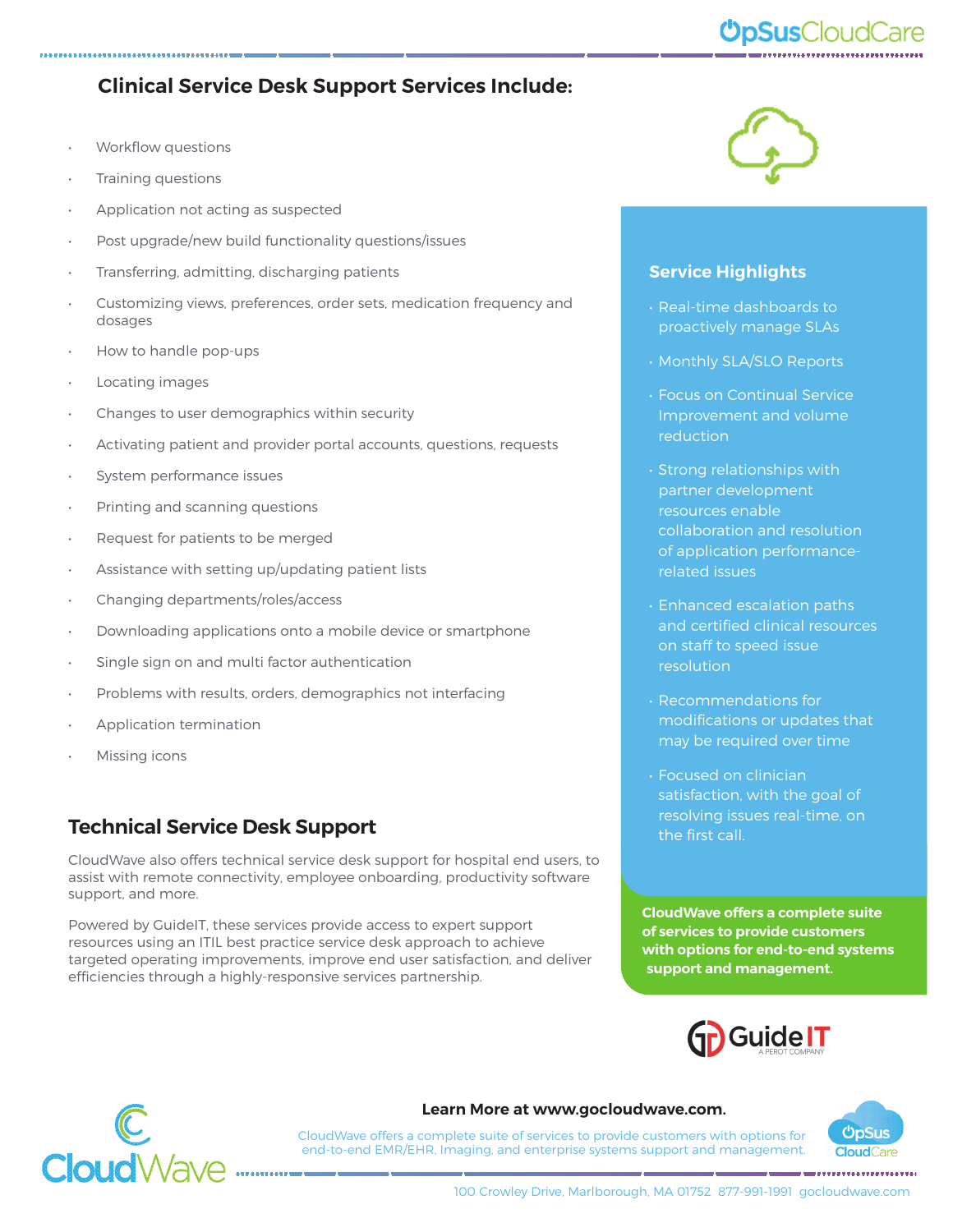## Clinical Service Desk Support Services Include:

- Workflow questions
- Training questions
- Application not acting as suspected
- Post upgrade/new build functionality questions/issues
- Transferring, admitting, discharging patients
- Customizing views, preferences, order sets, medication frequency and dosages
- How to handle pop-ups
- Locating images
- Changes to user demographics within security
- Activating patient and provider portal accounts, questions, requests
- System performance issues
- Printing and scanning questions
- Request for patients to be merged
- Assistance with setting up/updating patient lists
- Changing departments/roles/access
- Downloading applications onto a mobile device or smartphone
- Single sign on and multi factor authentication
- Problems with results, orders, demographics not interfacing
- Application termination
- Missing icons

## Technical Service Desk Support

CloudWave also offers technical service desk support for hospital end users, to assist with remote connectivity, employee onboarding, productivity software support, and more.

Powered by GuideIT, these services provide access to expert support resources using an ITIL best practice service desk approach to achieve targeted operating improvements, improve end user satisfaction, and deliver efficiencies through a highly-responsive services partnership.

### Service Highlights

- Real-time dashboards to proactively manage SLAs
- Monthly SLA/SLO Reports
- Focus on Continual Service Improvement and volume reduction
- Strong relationships with partner development resources enable collaboration and resolution of application performance-related issues
- Enhanced escalation paths and certified clinical resources on staff to speed issue resolution
- Recommendations for modifications or updates that may be required over time
- Focused on clinician satisfaction, with the goal of resolving issues real-time, on the first call.

**CloudWave offers a complete suite of services to provide customers with options for end-to-end systems support and management.**

GuideIT A PEROT COMPANY

**Learn More at www.gocloudwave.com.**

CloudWave offers a complete suite of services to provide customers with options for end-to-end EMR/EHR, Imaging, and enterprise systems support and management.

100 Crowley Drive, Marlborough, MA 01752 877-991-1991 gocloudwave.com